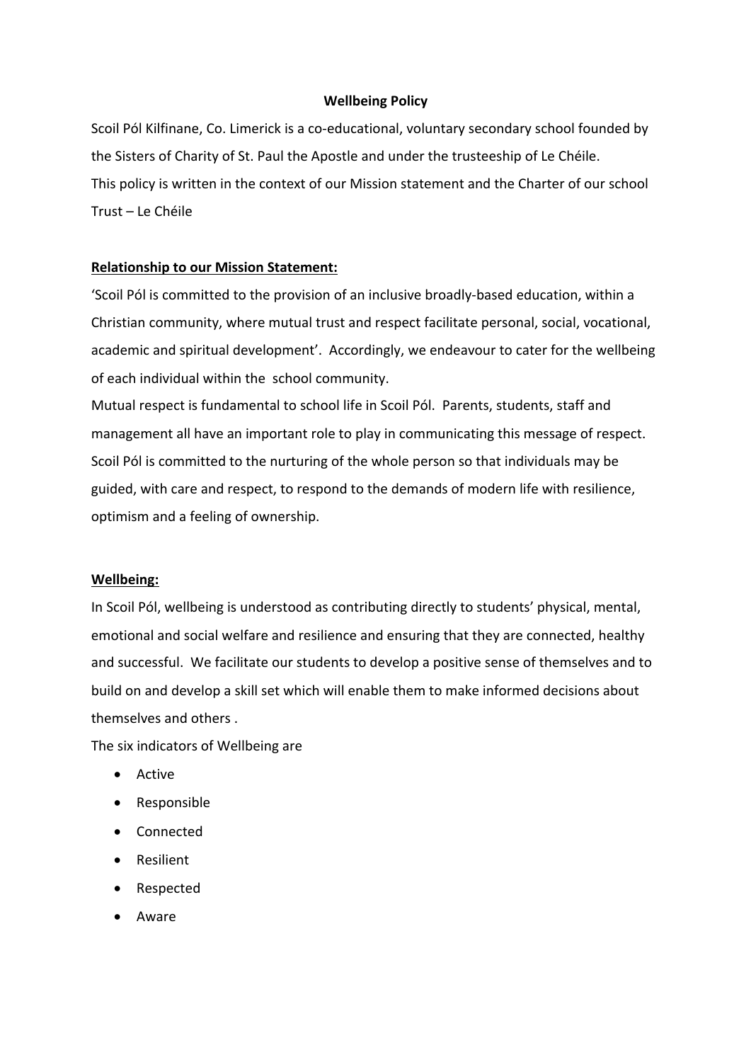**Wellbeing Policy**

Scoil Pól Kilfinane, Co. Limerick is a co-educational, voluntary secondary school founded by the Sisters of Charity of St. Paul the Apostle and under the trusteeship of Le Chéile.
This policy is written in the context of our Mission statement and the Charter of our school Trust – Le Chéile

**Relationship to our Mission Statement:**

'Scoil Pól is committed to the provision of an inclusive broadly-based education, within a Christian community, where mutual trust and respect facilitate personal, social, vocational, academic and spiritual development'. Accordingly, we endeavour to cater for the wellbeing of each individual within the school community.
Mutual respect is fundamental to school life in Scoil Pól. Parents, students, staff and management all have an important role to play in communicating this message of respect. Scoil Pól is committed to the nurturing of the whole person so that individuals may be guided, with care and respect, to respond to the demands of modern life with resilience, optimism and a feeling of ownership.

**Wellbeing:**

In Scoil Pól, wellbeing is understood as contributing directly to students' physical, mental, emotional and social welfare and resilience and ensuring that they are connected, healthy and successful. We facilitate our students to develop a positive sense of themselves and to build on and develop a skill set which will enable them to make informed decisions about themselves and others .
The six indicators of Wellbeing are

- Active
- Responsible
- Connected
- Resilient
- Respected
- Aware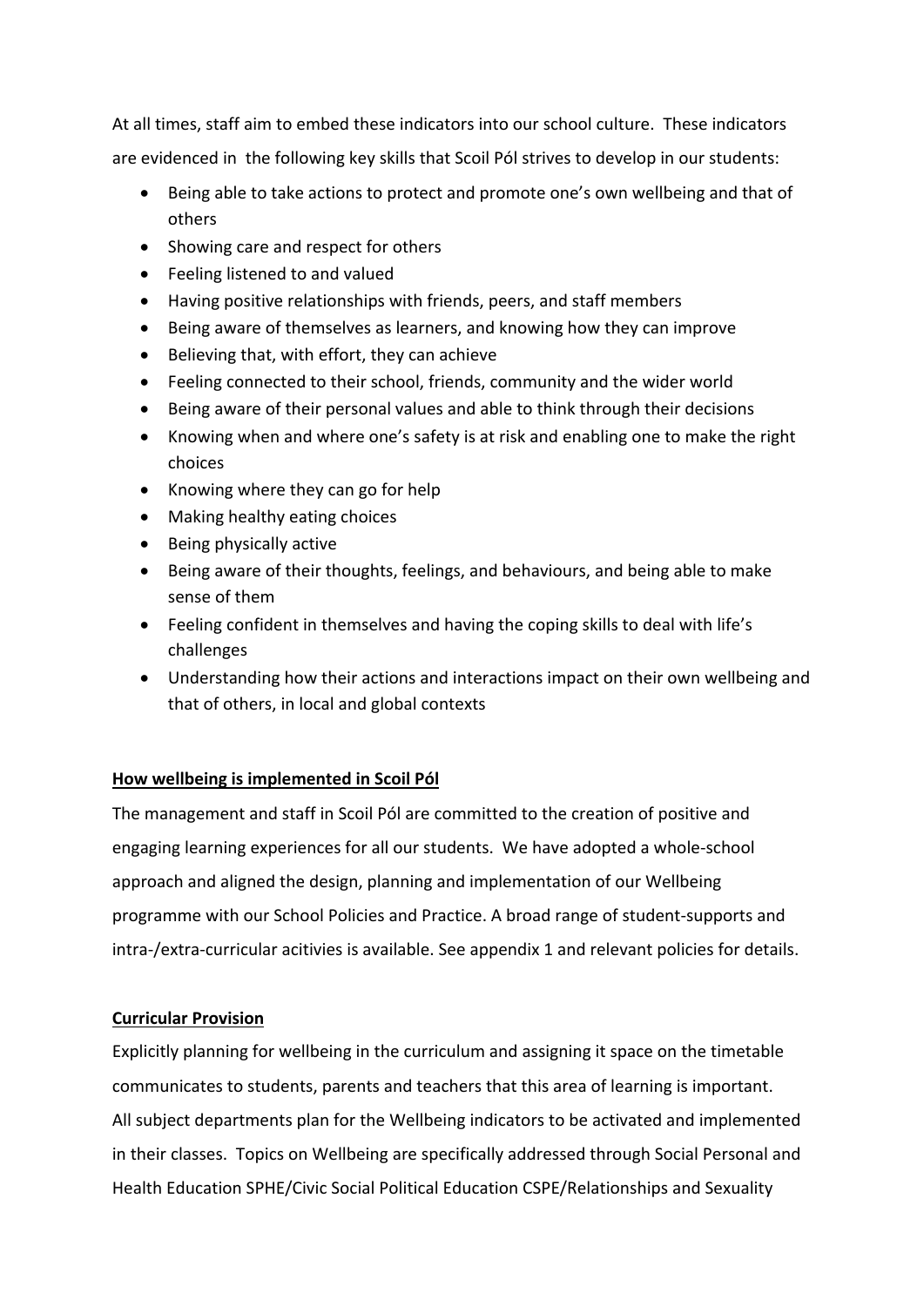At all times, staff aim to embed these indicators into our school culture. These indicators are evidenced in the following key skills that Scoil Pól strives to develop in our students:

- Being able to take actions to protect and promote one's own wellbeing and that of others
- Showing care and respect for others
- Feeling listened to and valued
- Having positive relationships with friends, peers, and staff members
- Being aware of themselves as learners, and knowing how they can improve
- Believing that, with effort, they can achieve
- Feeling connected to their school, friends, community and the wider world
- Being aware of their personal values and able to think through their decisions
- Knowing when and where one's safety is at risk and enabling one to make the right choices
- Knowing where they can go for help
- Making healthy eating choices
- Being physically active
- Being aware of their thoughts, feelings, and behaviours, and being able to make sense of them
- Feeling confident in themselves and having the coping skills to deal with life's challenges
- Understanding how their actions and interactions impact on their own wellbeing and that of others, in local and global contexts

**How wellbeing is implemented in Scoil Pól**

The management and staff in Scoil Pól are committed to the creation of positive and engaging learning experiences for all our students. We have adopted a whole-school approach and aligned the design, planning and implementation of our Wellbeing programme with our School Policies and Practice. A broad range of student-supports and intra-/extra-curricular acitivies is available. See appendix 1 and relevant policies for details.

**Curricular Provision**

Explicitly planning for wellbeing in the curriculum and assigning it space on the timetable communicates to students, parents and teachers that this area of learning is important. All subject departments plan for the Wellbeing indicators to be activated and implemented in their classes. Topics on Wellbeing are specifically addressed through Social Personal and Health Education SPHE/Civic Social Political Education CSPE/Relationships and Sexuality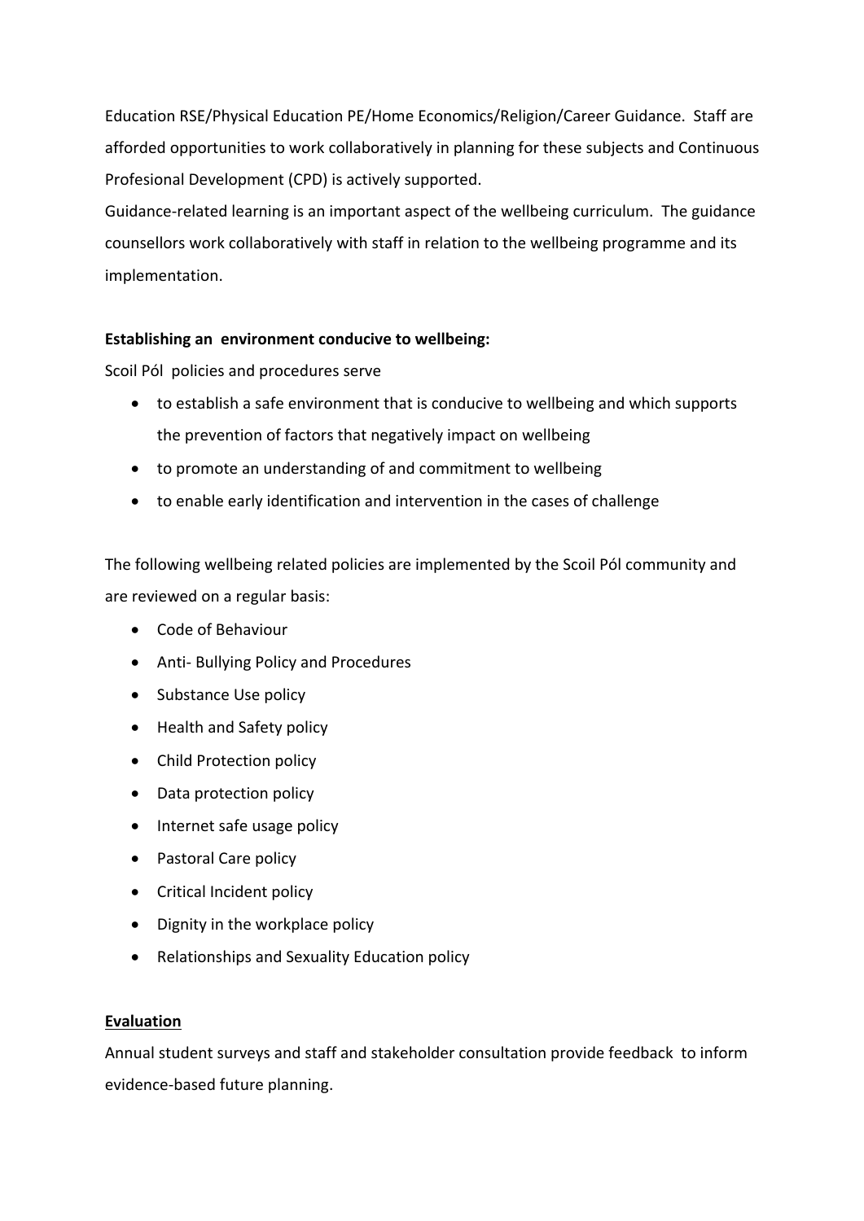Education RSE/Physical Education PE/Home Economics/Religion/Career Guidance. Staff are afforded opportunities to work collaboratively in planning for these subjects and Continuous Profesional Development (CPD) is actively supported.

Guidance-related learning is an important aspect of the wellbeing curriculum. The guidance counsellors work collaboratively with staff in relation to the wellbeing programme and its implementation.

**Establishing an environment conducive to wellbeing:**

Scoil Pól policies and procedures serve

- to establish a safe environment that is conducive to wellbeing and which supports the prevention of factors that negatively impact on wellbeing
- to promote an understanding of and commitment to wellbeing
- to enable early identification and intervention in the cases of challenge

The following wellbeing related policies are implemented by the Scoil Pól community and are reviewed on a regular basis:

- Code of Behaviour
- Anti- Bullying Policy and Procedures
- Substance Use policy
- Health and Safety policy
- Child Protection policy
- Data protection policy
- Internet safe usage policy
- Pastoral Care policy
- Critical Incident policy
- Dignity in the workplace policy
- Relationships and Sexuality Education policy

**Evaluation**

Annual student surveys and staff and stakeholder consultation provide feedback to inform evidence-based future planning.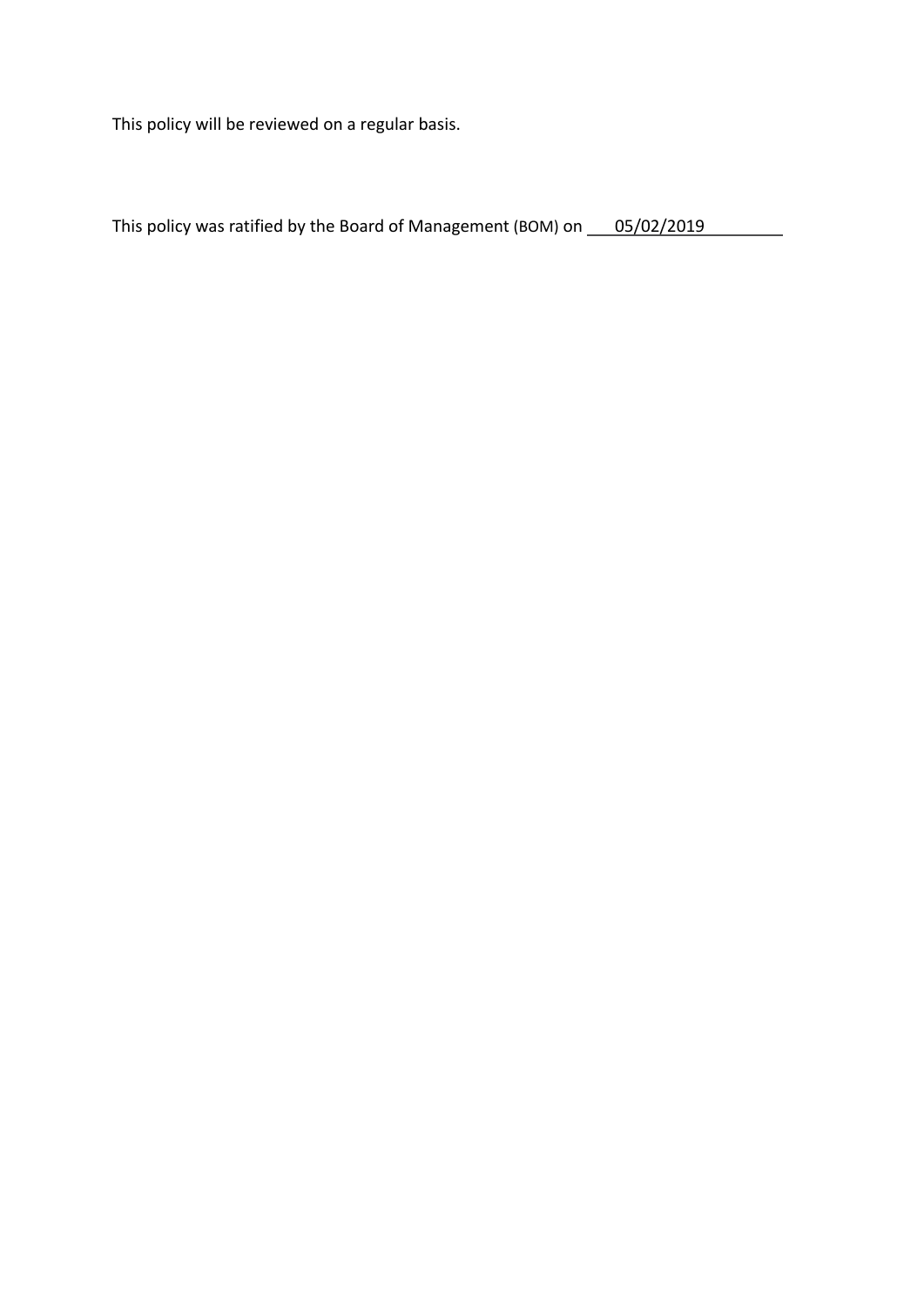This policy will be reviewed on a regular basis.

This policy was ratified by the Board of Management (BOM) on 05/02/2019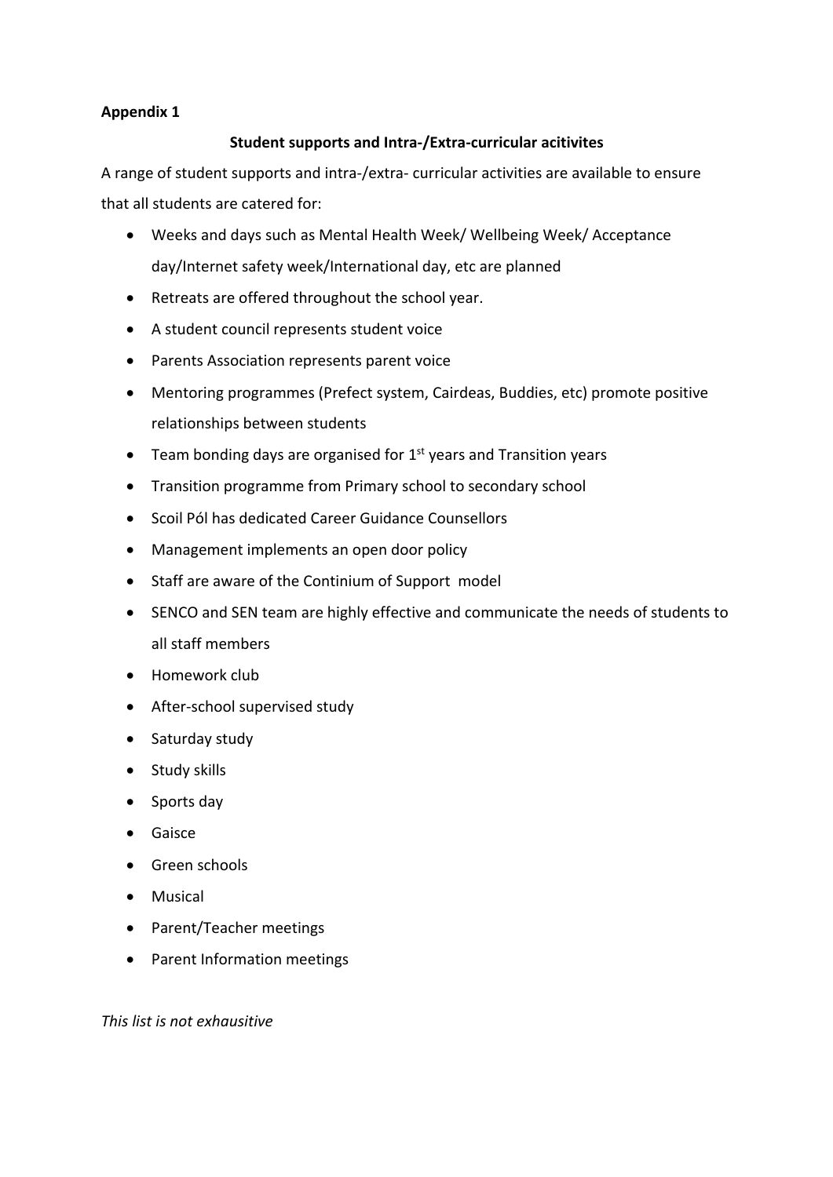**Appendix 1**

**Student supports and Intra-/Extra-curricular acitivites**

A range of student supports and intra-/extra- curricular activities are available to ensure that all students are catered for:

- Weeks and days such as Mental Health Week/ Wellbeing Week/ Acceptance day/Internet safety week/International day, etc are planned
- Retreats are offered throughout the school year.
- A student council represents student voice
- Parents Association represents parent voice
- Mentoring programmes (Prefect system, Cairdeas, Buddies, etc) promote positive relationships between students
- Team bonding days are organised for 1st years and Transition years
- Transition programme from Primary school to secondary school
- Scoil Pól has dedicated Career Guidance Counsellors
- Management implements an open door policy
- Staff are aware of the Continium of Support model
- SENCO and SEN team are highly effective and communicate the needs of students to all staff members
- Homework club
- After-school supervised study
- Saturday study
- Study skills
- Sports day
- Gaisce
- Green schools
- Musical
- Parent/Teacher meetings
- Parent Information meetings

*This list is not exhaustive*